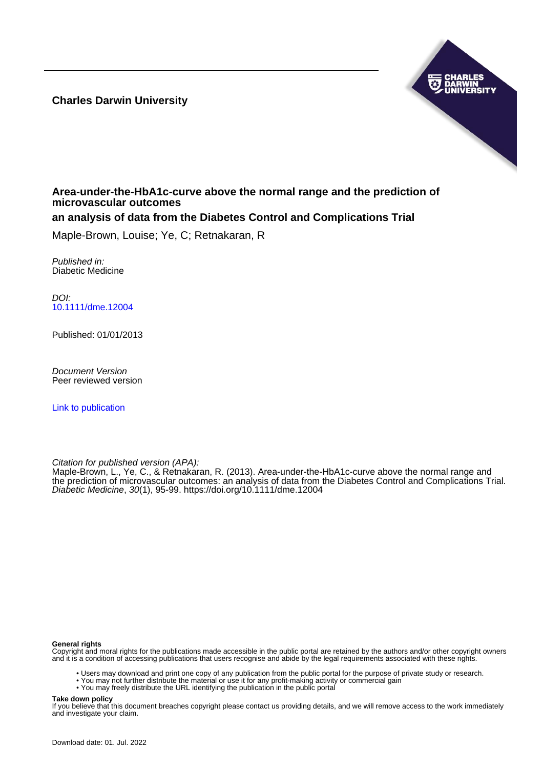**Charles Darwin University**

# Area-under-the-HbA1c-curve above the normal range and the prediction of microvascular outcomes

## an analysis of data from the Diabetes Control and Complications Trial

Maple-Brown, Louise; Ye, C; Retnakaran, R

*Published in:*
Diabetic Medicine

*DOI:*
10.1111/dme.12004

Published: 01/01/2013

*Document Version*
Peer reviewed version

Link to publication

*Citation for published version (APA):*
Maple-Brown, L., Ye, C., & Retnakaran, R. (2013). Area-under-the-HbA1c-curve above the normal range and the prediction of microvascular outcomes: an analysis of data from the Diabetes Control and Complications Trial. *Diabetic Medicine*, *30*(1), 95-99. https://doi.org/10.1111/dme.12004

**General rights**
Copyright and moral rights for the publications made accessible in the public portal are retained by the authors and/or other copyright owners and it is a condition of accessing publications that users recognise and abide by the legal requirements associated with these rights.

- Users may download and print one copy of any publication from the public portal for the purpose of private study or research.
- You may not further distribute the material or use it for any profit-making activity or commercial gain
- You may freely distribute the URL identifying the publication in the public portal

**Take down policy**
If you believe that this document breaches copyright please contact us providing details, and we will remove access to the work immediately and investigate your claim.

Download date: 01. Jul. 2022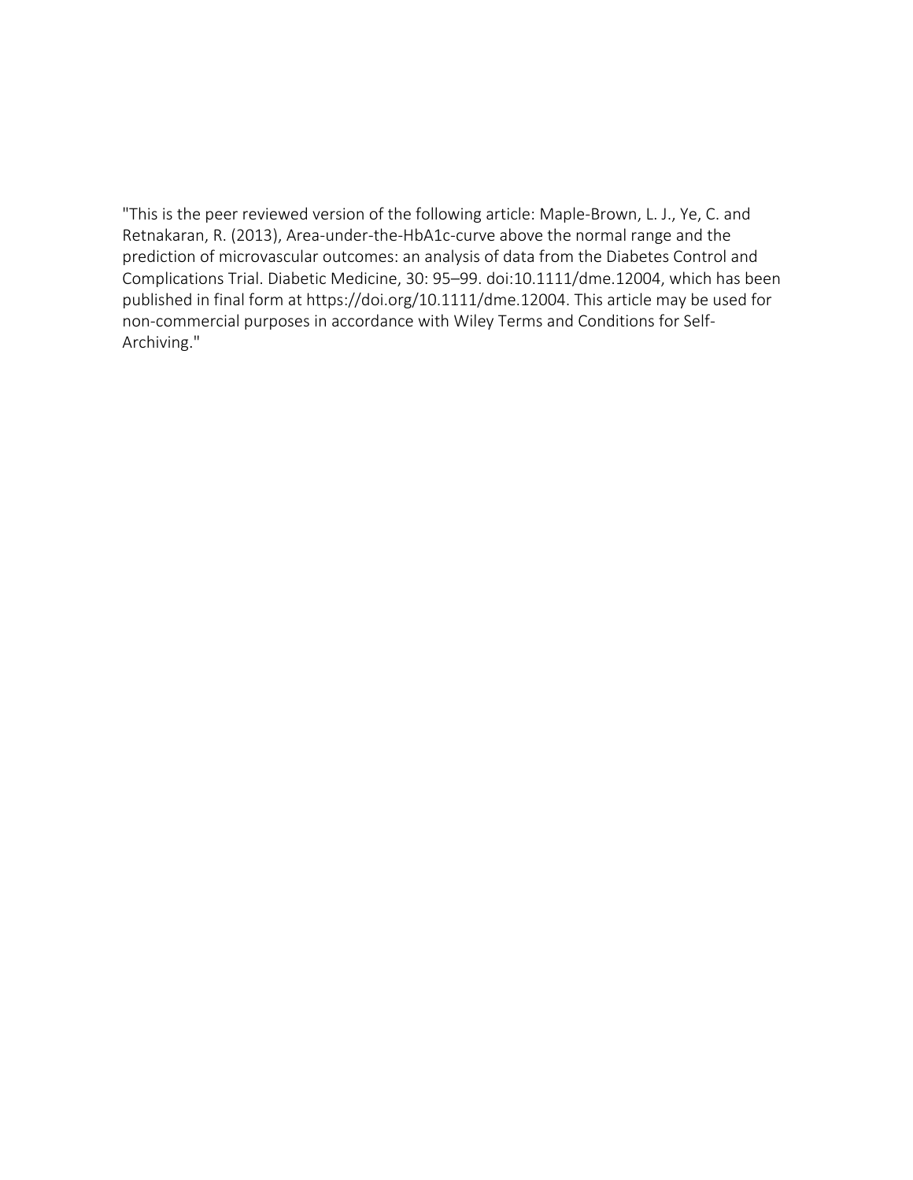"This is the peer reviewed version of the following article: Maple-Brown, L. J., Ye, C. and Retnakaran, R. (2013), Area-under-the-HbA1c-curve above the normal range and the prediction of microvascular outcomes: an analysis of data from the Diabetes Control and Complications Trial. Diabetic Medicine, 30: 95–99. doi:10.1111/dme.12004, which has been published in final form at https://doi.org/10.1111/dme.12004. This article may be used for non-commercial purposes in accordance with Wiley Terms and Conditions for Self-Archiving."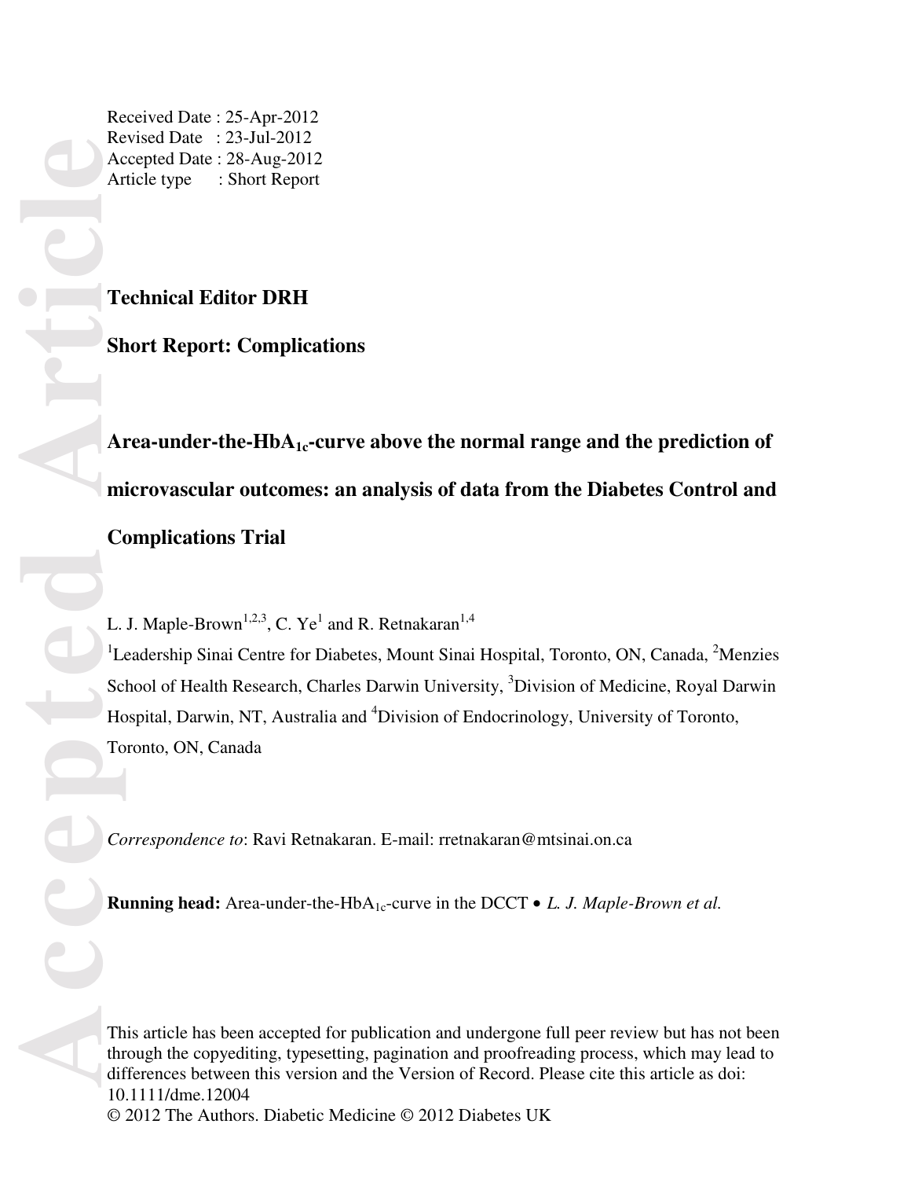Received Date : 25-Apr-2012
Revised Date : 23-Jul-2012
Accepted Date : 28-Aug-2012
Article type : Short Report

**Technical Editor DRH**

**Short Report: Complications**

# Area-under-the-$HbA_{1c}$-curve above the normal range and the prediction of microvascular outcomes: an analysis of data from the Diabetes Control and Complications Trial

L. J. Maple-Brown[1,2,3], C. Ye[1] and R. Retnakaran[1,4]

[1]Leadership Sinai Centre for Diabetes, Mount Sinai Hospital, Toronto, ON, Canada, [2]Menzies School of Health Research, Charles Darwin University, [3]Division of Medicine, Royal Darwin Hospital, Darwin, NT, Australia and [4]Division of Endocrinology, University of Toronto, Toronto, ON, Canada

*Correspondence to*: Ravi Retnakaran. E-mail: rretnakaran@mtsinai.on.ca

**Running head:** Area-under-the-$HbA_{1c}$-curve in the DCCT • *L. J. Maple-Brown et al.*

This article has been accepted for publication and undergone full peer review but has not been through the copyediting, typesetting, pagination and proofreading process, which may lead to differences between this version and the Version of Record. Please cite this article as doi: 10.1111/dme.12004
© 2012 The Authors. Diabetic Medicine © 2012 Diabetes UK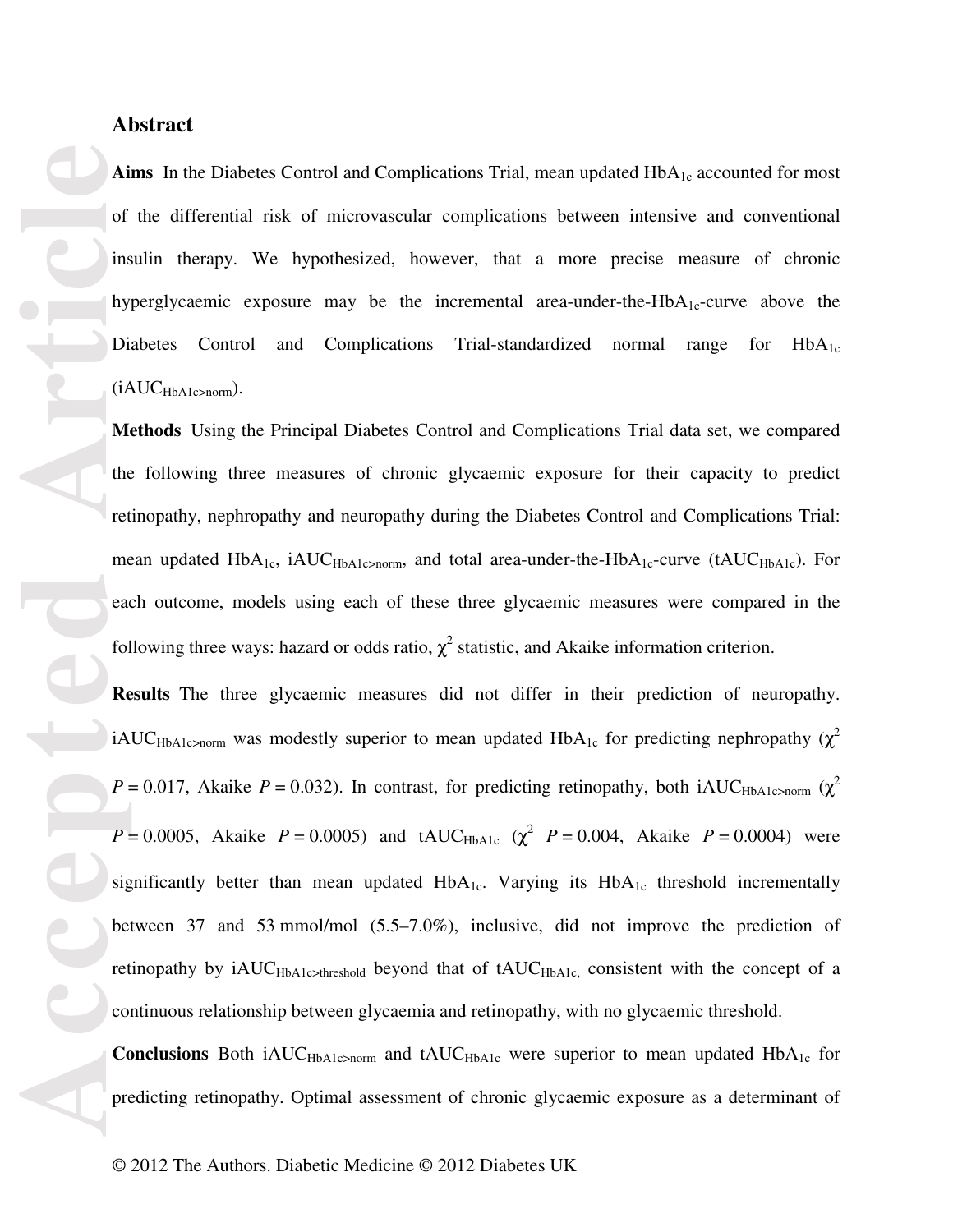## Abstract

**Aims** In the Diabetes Control and Complications Trial, mean updated $HbA_{1c}$ accounted for most of the differential risk of microvascular complications between intensive and conventional insulin therapy. We hypothesized, however, that a more precise measure of chronic hyperglycaemic exposure may be the incremental area-under-the-$HbA_{1c}$-curve above the Diabetes Control and Complications Trial-standardized normal range for $HbA_{1c}$ ($iAUC_{HbA1c>norm}$).

**Methods** Using the Principal Diabetes Control and Complications Trial data set, we compared the following three measures of chronic glycaemic exposure for their capacity to predict retinopathy, nephropathy and neuropathy during the Diabetes Control and Complications Trial: mean updated $HbA_{1c}$, $iAUC_{HbA1c>norm}$, and total area-under-the-$HbA_{1c}$-curve ($tAUC_{HbA1c}$). For each outcome, models using each of these three glycaemic measures were compared in the following three ways: hazard or odds ratio, $\chi^2$ statistic, and Akaike information criterion.

**Results** The three glycaemic measures did not differ in their prediction of neuropathy. $iAUC_{HbA1c>norm}$ was modestly superior to mean updated $HbA_{1c}$ for predicting nephropathy ($\chi^2$ $P = 0.017$, Akaike $P = 0.032$). In contrast, for predicting retinopathy, both $iAUC_{HbA1c>norm}$ ($\chi^2$ $P = 0.0005$, Akaike $P = 0.0005$) and $tAUC_{HbA1c}$ ($\chi^2$ $P = 0.004$, Akaike $P = 0.0004$) were significantly better than mean updated $HbA_{1c}$. Varying its $HbA_{1c}$ threshold incrementally between 37 and 53 mmol/mol (5.5–7.0%), inclusive, did not improve the prediction of retinopathy by $iAUC_{HbA1c>threshold}$ beyond that of $tAUC_{HbA1c}$, consistent with the concept of a continuous relationship between glycaemia and retinopathy, with no glycaemic threshold.

**Conclusions** Both $iAUC_{HbA1c>norm}$ and $tAUC_{HbA1c}$ were superior to mean updated $HbA_{1c}$ for predicting retinopathy. Optimal assessment of chronic glycaemic exposure as a determinant of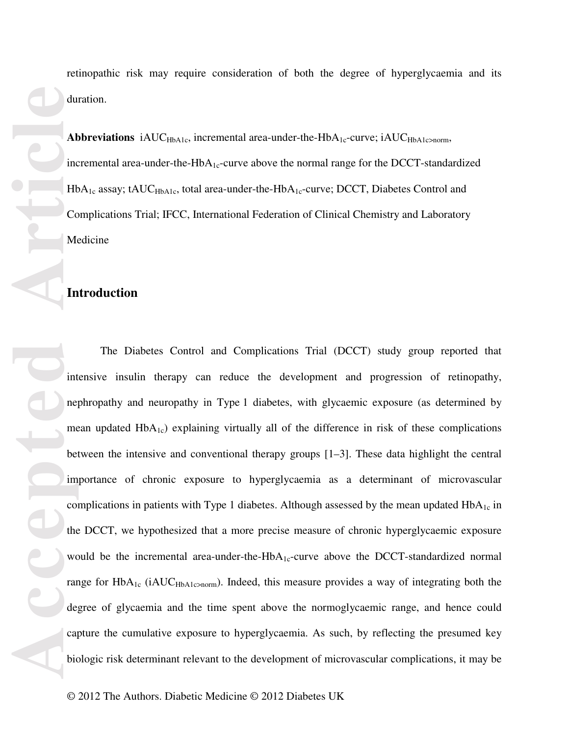retinopathic risk may require consideration of both the degree of hyperglycaemia and its duration.

**Abbreviations** $iAUC_{HbA1c}$, incremental area-under-the-$HbA_{1c}$-curve; $iAUC_{HbA1c>norm}$, incremental area-under-the-$HbA_{1c}$-curve above the normal range for the DCCT-standardized $HbA_{1c}$ assay; $tAUC_{HbA1c}$, total area-under-the-$HbA_{1c}$-curve; DCCT, Diabetes Control and Complications Trial; IFCC, International Federation of Clinical Chemistry and Laboratory Medicine

## Introduction

The Diabetes Control and Complications Trial (DCCT) study group reported that intensive insulin therapy can reduce the development and progression of retinopathy, nephropathy and neuropathy in Type 1 diabetes, with glycaemic exposure (as determined by mean updated $HbA_{1c}$) explaining virtually all of the difference in risk of these complications between the intensive and conventional therapy groups [1–3]. These data highlight the central importance of chronic exposure to hyperglycaemia as a determinant of microvascular complications in patients with Type 1 diabetes. Although assessed by the mean updated $HbA_{1c}$ in the DCCT, we hypothesized that a more precise measure of chronic hyperglycaemic exposure would be the incremental area-under-the-$HbA_{1c}$-curve above the DCCT-standardized normal range for $HbA_{1c}$ ($iAUC_{HbA1c>norm}$). Indeed, this measure provides a way of integrating both the degree of glycaemia and the time spent above the normoglycaemic range, and hence could capture the cumulative exposure to hyperglycaemia. As such, by reflecting the presumed key biologic risk determinant relevant to the development of microvascular complications, it may be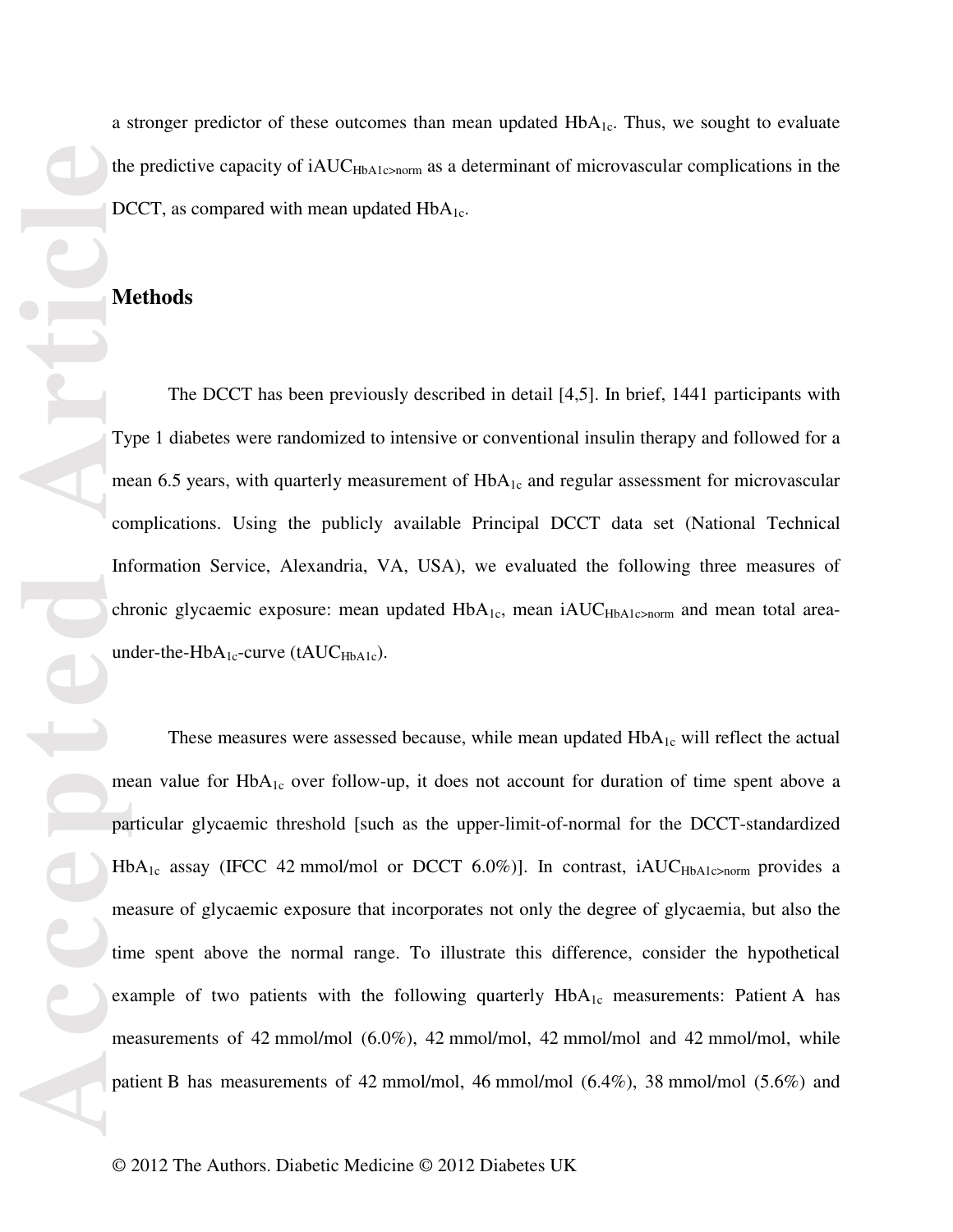a stronger predictor of these outcomes than mean updated $HbA_{1c}$. Thus, we sought to evaluate the predictive capacity of $iAUC_{HbA1c>norm}$ as a determinant of microvascular complications in the DCCT, as compared with mean updated $HbA_{1c}$.

## Methods

The DCCT has been previously described in detail [4,5]. In brief, 1441 participants with Type 1 diabetes were randomized to intensive or conventional insulin therapy and followed for a mean 6.5 years, with quarterly measurement of $HbA_{1c}$ and regular assessment for microvascular complications. Using the publicly available Principal DCCT data set (National Technical Information Service, Alexandria, VA, USA), we evaluated the following three measures of chronic glycaemic exposure: mean updated $HbA_{1c}$, mean $iAUC_{HbA1c>norm}$ and mean total area-under-the-$HbA_{1c}$-curve ($tAUC_{HbA1c}$).

These measures were assessed because, while mean updated $HbA_{1c}$ will reflect the actual mean value for $HbA_{1c}$ over follow-up, it does not account for duration of time spent above a particular glycaemic threshold [such as the upper-limit-of-normal for the DCCT-standardized $HbA_{1c}$ assay (IFCC 42 mmol/mol or DCCT 6.0%)]. In contrast, $iAUC_{HbA1c>norm}$ provides a measure of glycaemic exposure that incorporates not only the degree of glycaemia, but also the time spent above the normal range. To illustrate this difference, consider the hypothetical example of two patients with the following quarterly $HbA_{1c}$ measurements: Patient A has measurements of 42 mmol/mol (6.0%), 42 mmol/mol, 42 mmol/mol and 42 mmol/mol, while patient B has measurements of 42 mmol/mol, 46 mmol/mol (6.4%), 38 mmol/mol (5.6%) and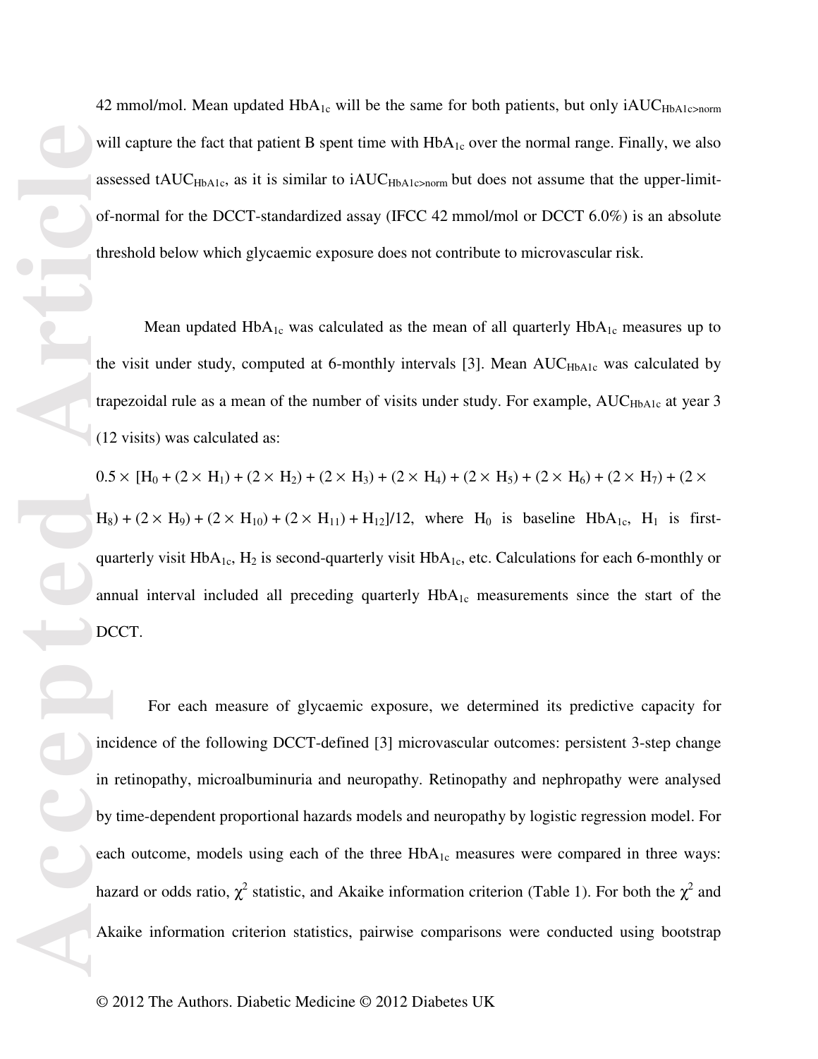42 mmol/mol. Mean updated $HbA_{1c}$ will be the same for both patients, but only $iAUC_{HbA1c>norm}$ will capture the fact that patient B spent time with $HbA_{1c}$ over the normal range. Finally, we also assessed $tAUC_{HbA1c}$, as it is similar to $iAUC_{HbA1c>norm}$ but does not assume that the upper-limit-of-normal for the DCCT-standardized assay (IFCC 42 mmol/mol or DCCT 6.0%) is an absolute threshold below which glycaemic exposure does not contribute to microvascular risk.

Mean updated $HbA_{1c}$ was calculated as the mean of all quarterly $HbA_{1c}$ measures up to the visit under study, computed at 6-monthly intervals [3]. Mean $AUC_{HbA1c}$ was calculated by trapezoidal rule as a mean of the number of visits under study. For example, $AUC_{HbA1c}$ at year 3 (12 visits) was calculated as:

$0.5 \times [H_0 + (2 \times H_1) + (2 \times H_2) + (2 \times H_3) + (2 \times H_4) + (2 \times H_5) + (2 \times H_6) + (2 \times H_7) + (2 \times H_8) + (2 \times H_9) + (2 \times H_{10}) + (2 \times H_{11}) + H_{12}]/12$, where $H_0$ is baseline $HbA_{1c}$, $H_1$ is first-quarterly visit $HbA_{1c}$, $H_2$ is second-quarterly visit $HbA_{1c}$, etc. Calculations for each 6-monthly or annual interval included all preceding quarterly $HbA_{1c}$ measurements since the start of the DCCT.

For each measure of glycaemic exposure, we determined its predictive capacity for incidence of the following DCCT-defined [3] microvascular outcomes: persistent 3-step change in retinopathy, microalbuminuria and neuropathy. Retinopathy and nephropathy were analysed by time-dependent proportional hazards models and neuropathy by logistic regression model. For each outcome, models using each of the three $HbA_{1c}$ measures were compared in three ways: hazard or odds ratio, $\chi^2$ statistic, and Akaike information criterion (Table 1). For both the $\chi^2$ and Akaike information criterion statistics, pairwise comparisons were conducted using bootstrap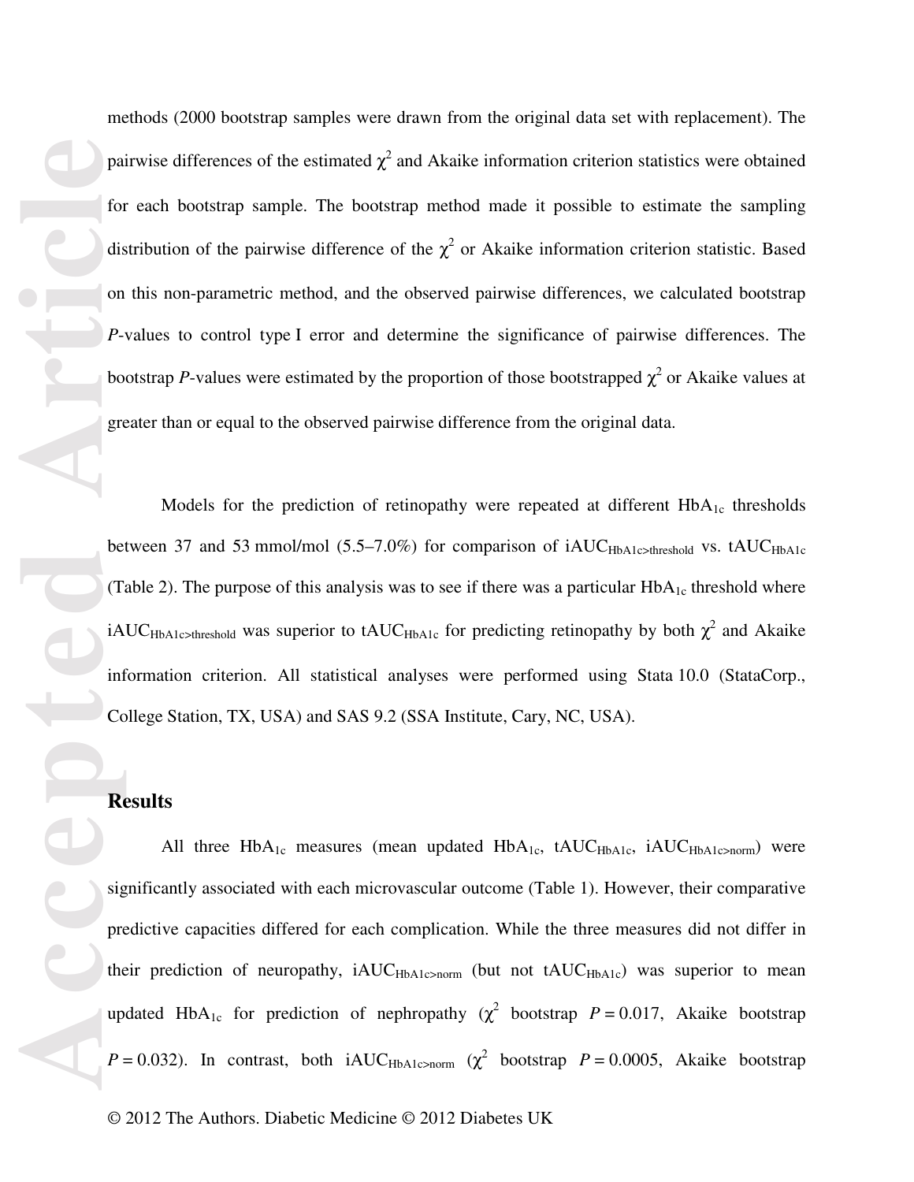methods (2000 bootstrap samples were drawn from the original data set with replacement). The pairwise differences of the estimated $\chi^2$ and Akaike information criterion statistics were obtained for each bootstrap sample. The bootstrap method made it possible to estimate the sampling distribution of the pairwise difference of the $\chi^2$ or Akaike information criterion statistic. Based on this non-parametric method, and the observed pairwise differences, we calculated bootstrap *P*-values to control type I error and determine the significance of pairwise differences. The bootstrap *P*-values were estimated by the proportion of those bootstrapped $\chi^2$ or Akaike values at greater than or equal to the observed pairwise difference from the original data.

Models for the prediction of retinopathy were repeated at different $HbA_{1c}$ thresholds between 37 and 53 mmol/mol (5.5–7.0%) for comparison of $iAUC_{HbA1c>threshold}$ vs. $tAUC_{HbA1c}$ (Table 2). The purpose of this analysis was to see if there was a particular $HbA_{1c}$ threshold where $iAUC_{HbA1c>threshold}$ was superior to $tAUC_{HbA1c}$ for predicting retinopathy by both $\chi^2$ and Akaike information criterion. All statistical analyses were performed using Stata 10.0 (StataCorp., College Station, TX, USA) and SAS 9.2 (SSA Institute, Cary, NC, USA).

## Results

All three $HbA_{1c}$ measures (mean updated $HbA_{1c}$, $tAUC_{HbA1c}$, $iAUC_{HbA1c>norm}$) were significantly associated with each microvascular outcome (Table 1). However, their comparative predictive capacities differed for each complication. While the three measures did not differ in their prediction of neuropathy, $iAUC_{HbA1c>norm}$ (but not $tAUC_{HbA1c}$) was superior to mean updated $HbA_{1c}$ for prediction of nephropathy ($\chi^2$ bootstrap $P = 0.017$, Akaike bootstrap $P = 0.032$). In contrast, both $iAUC_{HbA1c>norm}$ ($\chi^2$ bootstrap $P = 0.0005$, Akaike bootstrap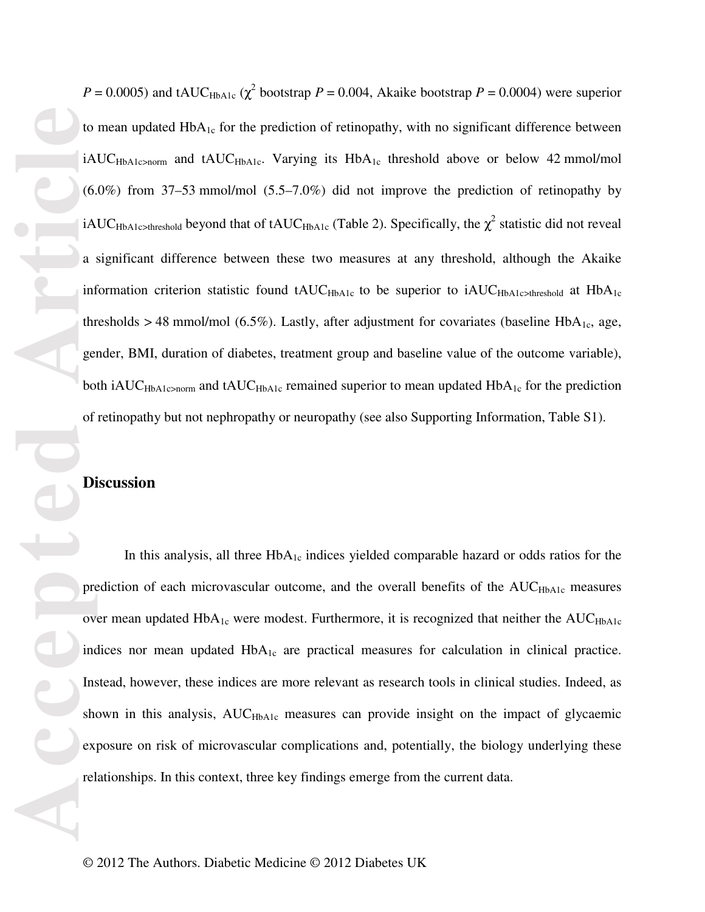$P = 0.0005$) and $tAUC_{HbA1c}$ ($\chi^2$ bootstrap $P = 0.004$, Akaike bootstrap $P = 0.0004$) were superior to mean updated $HbA_{1c}$ for the prediction of retinopathy, with no significant difference between $iAUC_{HbA1c>norm}$ and $tAUC_{HbA1c}$. Varying its $HbA_{1c}$ threshold above or below 42 mmol/mol (6.0%) from 37–53 mmol/mol (5.5–7.0%) did not improve the prediction of retinopathy by $iAUC_{HbA1c>threshold}$ beyond that of $tAUC_{HbA1c}$ (Table 2). Specifically, the $\chi^2$ statistic did not reveal a significant difference between these two measures at any threshold, although the Akaike information criterion statistic found $tAUC_{HbA1c}$ to be superior to $iAUC_{HbA1c>threshold}$ at $HbA_{1c}$ thresholds > 48 mmol/mol (6.5%). Lastly, after adjustment for covariates (baseline $HbA_{1c}$, age, gender, BMI, duration of diabetes, treatment group and baseline value of the outcome variable), both $iAUC_{HbA1c>norm}$ and $tAUC_{HbA1c}$ remained superior to mean updated $HbA_{1c}$ for the prediction of retinopathy but not nephropathy or neuropathy (see also Supporting Information, Table S1).

## Discussion

In this analysis, all three $HbA_{1c}$ indices yielded comparable hazard or odds ratios for the prediction of each microvascular outcome, and the overall benefits of the $AUC_{HbA1c}$ measures over mean updated $HbA_{1c}$ were modest. Furthermore, it is recognized that neither the $AUC_{HbA1c}$ indices nor mean updated $HbA_{1c}$ are practical measures for calculation in clinical practice. Instead, however, these indices are more relevant as research tools in clinical studies. Indeed, as shown in this analysis, $AUC_{HbA1c}$ measures can provide insight on the impact of glycaemic exposure on risk of microvascular complications and, potentially, the biology underlying these relationships. In this context, three key findings emerge from the current data.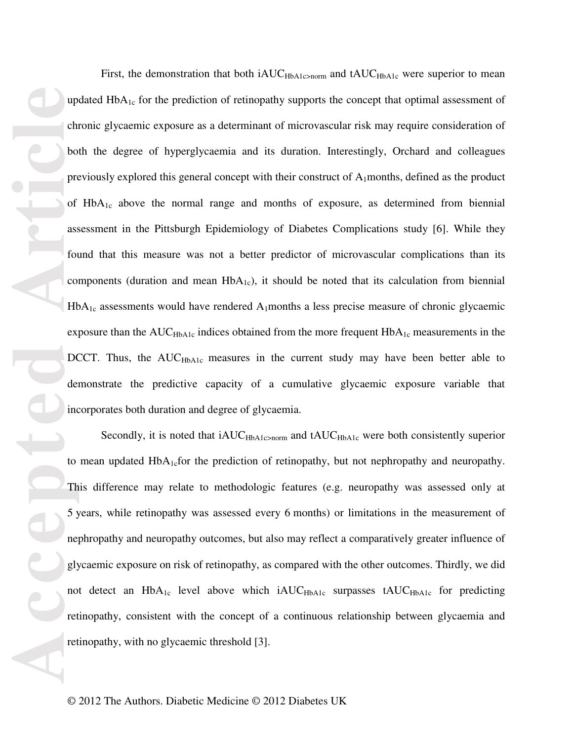First, the demonstration that both $iAUC_{HbA1c>norm}$ and $tAUC_{HbA1c}$ were superior to mean updated $HbA_{1c}$ for the prediction of retinopathy supports the concept that optimal assessment of chronic glycaemic exposure as a determinant of microvascular risk may require consideration of both the degree of hyperglycaemia and its duration. Interestingly, Orchard and colleagues previously explored this general concept with their construct of $A_1$months, defined as the product of $HbA_{1c}$ above the normal range and months of exposure, as determined from biennial assessment in the Pittsburgh Epidemiology of Diabetes Complications study [6]. While they found that this measure was not a better predictor of microvascular complications than its components (duration and mean $HbA_{1c}$), it should be noted that its calculation from biennial $HbA_{1c}$ assessments would have rendered $A_1$months a less precise measure of chronic glycaemic exposure than the $AUC_{HbA1c}$ indices obtained from the more frequent $HbA_{1c}$ measurements in the DCCT. Thus, the $AUC_{HbA1c}$ measures in the current study may have been better able to demonstrate the predictive capacity of a cumulative glycaemic exposure variable that incorporates both duration and degree of glycaemia.

Secondly, it is noted that $iAUC_{HbA1c>norm}$ and $tAUC_{HbA1c}$ were both consistently superior to mean updated $HbA_{1c}$for the prediction of retinopathy, but not nephropathy and neuropathy. This difference may relate to methodologic features (e.g. neuropathy was assessed only at 5 years, while retinopathy was assessed every 6 months) or limitations in the measurement of nephropathy and neuropathy outcomes, but also may reflect a comparatively greater influence of glycaemic exposure on risk of retinopathy, as compared with the other outcomes. Thirdly, we did not detect an $HbA_{1c}$ level above which $iAUC_{HbA1c}$ surpasses $tAUC_{HbA1c}$ for predicting retinopathy, consistent with the concept of a continuous relationship between glycaemia and retinopathy, with no glycaemic threshold [3].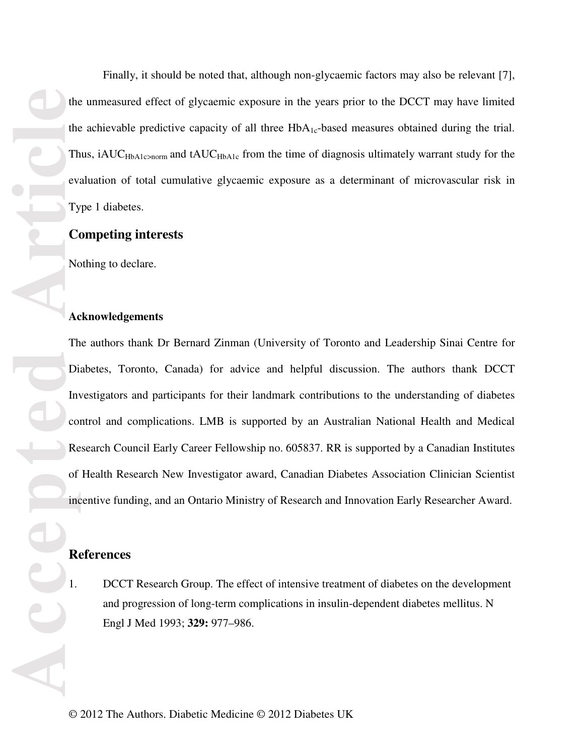Finally, it should be noted that, although non-glycaemic factors may also be relevant [7], the unmeasured effect of glycaemic exposure in the years prior to the DCCT may have limited the achievable predictive capacity of all three $HbA_{1c}$-based measures obtained during the trial. Thus, $iAUC_{HbA1c>norm}$ and $tAUC_{HbA1c}$ from the time of diagnosis ultimately warrant study for the evaluation of total cumulative glycaemic exposure as a determinant of microvascular risk in Type 1 diabetes.

## Competing interests

Nothing to declare.

### Acknowledgements

The authors thank Dr Bernard Zinman (University of Toronto and Leadership Sinai Centre for Diabetes, Toronto, Canada) for advice and helpful discussion. The authors thank DCCT Investigators and participants for their landmark contributions to the understanding of diabetes control and complications. LMB is supported by an Australian National Health and Medical Research Council Early Career Fellowship no. 605837. RR is supported by a Canadian Institutes of Health Research New Investigator award, Canadian Diabetes Association Clinician Scientist incentive funding, and an Ontario Ministry of Research and Innovation Early Researcher Award.

## References

1. DCCT Research Group. The effect of intensive treatment of diabetes on the development and progression of long-term complications in insulin-dependent diabetes mellitus. N Engl J Med 1993; **329:** 977–986.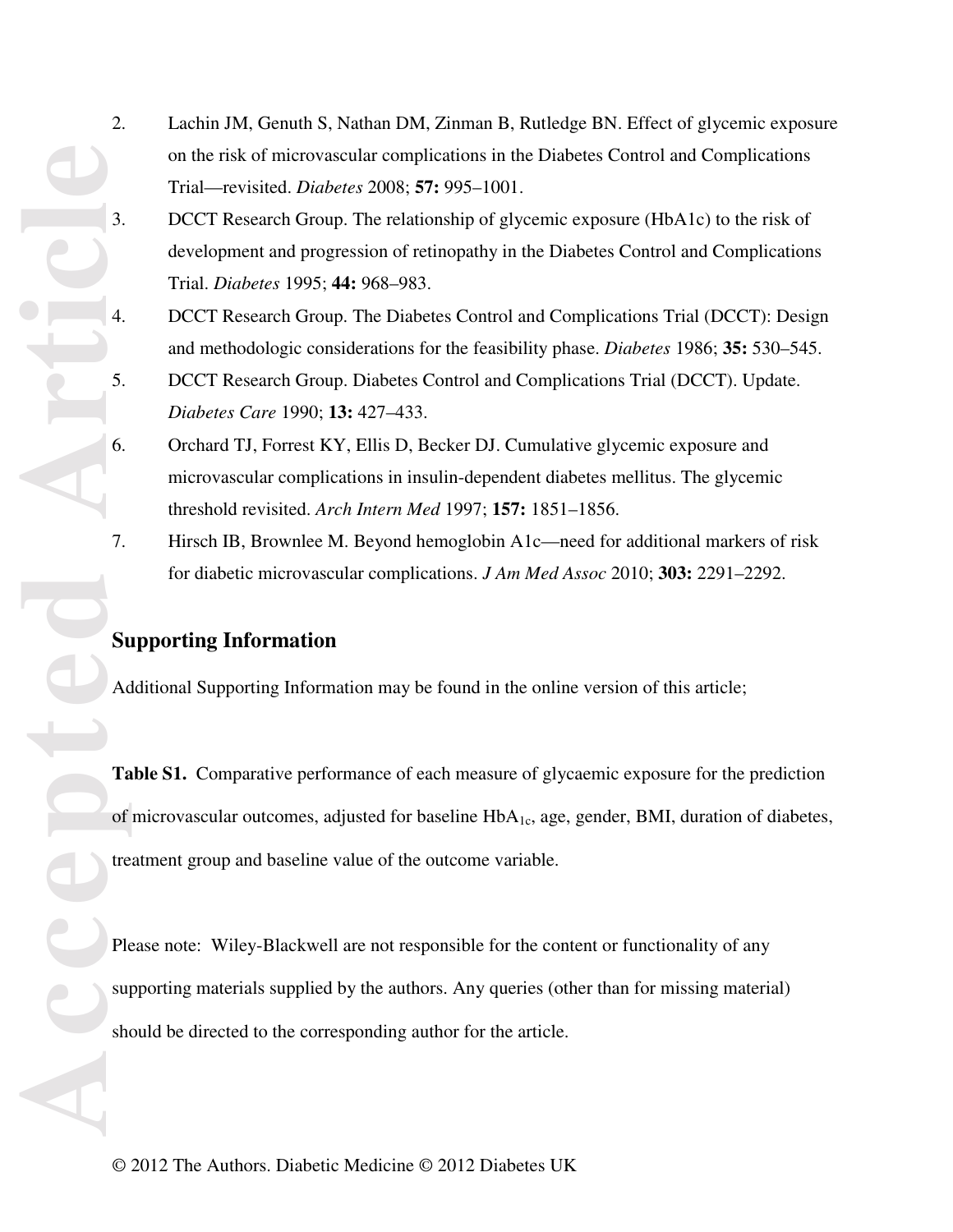2. Lachin JM, Genuth S, Nathan DM, Zinman B, Rutledge BN. Effect of glycemic exposure on the risk of microvascular complications in the Diabetes Control and Complications Trial—revisited. *Diabetes* 2008; **57:** 995–1001.
3. DCCT Research Group. The relationship of glycemic exposure (HbA1c) to the risk of development and progression of retinopathy in the Diabetes Control and Complications Trial. *Diabetes* 1995; **44:** 968–983.
4. DCCT Research Group. The Diabetes Control and Complications Trial (DCCT): Design and methodologic considerations for the feasibility phase. *Diabetes* 1986; **35:** 530–545.
5. DCCT Research Group. Diabetes Control and Complications Trial (DCCT). Update. *Diabetes Care* 1990; **13:** 427–433.
6. Orchard TJ, Forrest KY, Ellis D, Becker DJ. Cumulative glycemic exposure and microvascular complications in insulin-dependent diabetes mellitus. The glycemic threshold revisited. *Arch Intern Med* 1997; **157:** 1851–1856.
7. Hirsch IB, Brownlee M. Beyond hemoglobin A1c—need for additional markers of risk for diabetic microvascular complications. *J Am Med Assoc* 2010; **303:** 2291–2292.

## Supporting Information

Additional Supporting Information may be found in the online version of this article;

**Table S1.** Comparative performance of each measure of glycaemic exposure for the prediction of microvascular outcomes, adjusted for baseline $HbA_{1c}$, age, gender, BMI, duration of diabetes, treatment group and baseline value of the outcome variable.

Please note: Wiley-Blackwell are not responsible for the content or functionality of any supporting materials supplied by the authors. Any queries (other than for missing material) should be directed to the corresponding author for the article.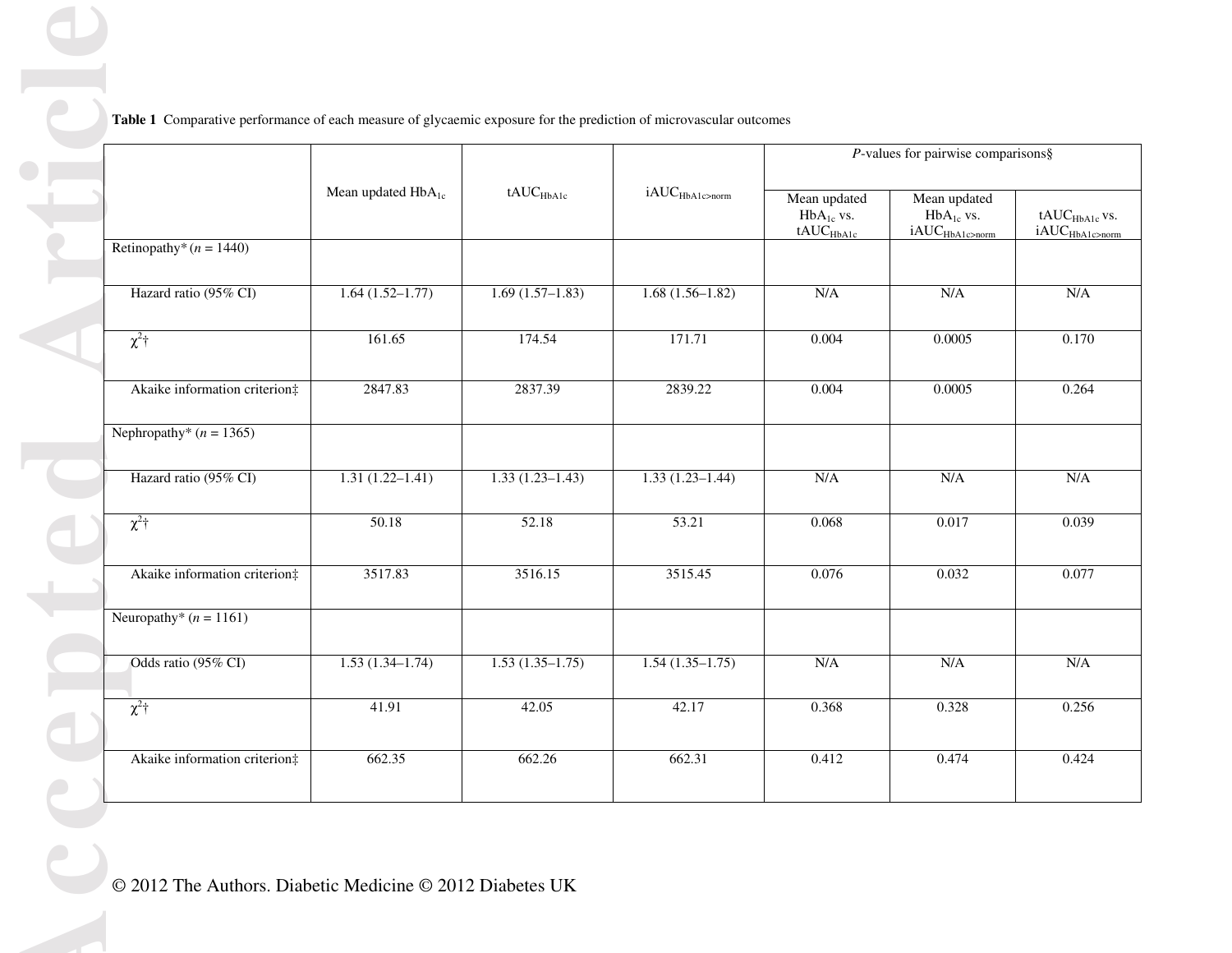**Table 1** Comparative performance of each measure of glycaemic exposure for the prediction of microvascular outcomes

| | Mean updated $HbA_{1c}$ | $tAUC_{HbA1c}$ | $iAUC_{HbA1c>norm}$ | *P*-values for pairwise comparisons§ | | |
|---|---|---|---|---|---|---|
| | | | | Mean updated $HbA_{1c}$ vs. $tAUC_{HbA1c}$ | Mean updated $HbA_{1c}$ vs. $iAUC_{HbA1c>norm}$ | $tAUC_{HbA1c}$ vs. $iAUC_{HbA1c>norm}$ |
| Retinopathy* (*n* = 1440) | | | | | | |
| Hazard ratio (95% CI) | 1.64 (1.52–1.77) | 1.69 (1.57–1.83) | 1.68 (1.56–1.82) | N/A | N/A | N/A |
| $\chi^2$† | 161.65 | 174.54 | 171.71 | 0.004 | 0.0005 | 0.170 |
| Akaike information criterion‡ | 2847.83 | 2837.39 | 2839.22 | 0.004 | 0.0005 | 0.264 |
| Nephropathy* (*n* = 1365) | | | | | | |
| Hazard ratio (95% CI) | 1.31 (1.22–1.41) | 1.33 (1.23–1.43) | 1.33 (1.23–1.44) | N/A | N/A | N/A |
| $\chi^2$† | 50.18 | 52.18 | 53.21 | 0.068 | 0.017 | 0.039 |
| Akaike information criterion‡ | 3517.83 | 3516.15 | 3515.45 | 0.076 | 0.032 | 0.077 |
| Neuropathy* (*n* = 1161) | | | | | | |
| Odds ratio (95% CI) | 1.53 (1.34–1.74) | 1.53 (1.35–1.75) | 1.54 (1.35–1.75) | N/A | N/A | N/A |
| $\chi^2$† | 41.91 | 42.05 | 42.17 | 0.368 | 0.328 | 0.256 |
| Akaike information criterion‡ | 662.35 | 662.26 | 662.31 | 0.412 | 0.474 | 0.424 |

© 2012 The Authors. Diabetic Medicine © 2012 Diabetes UK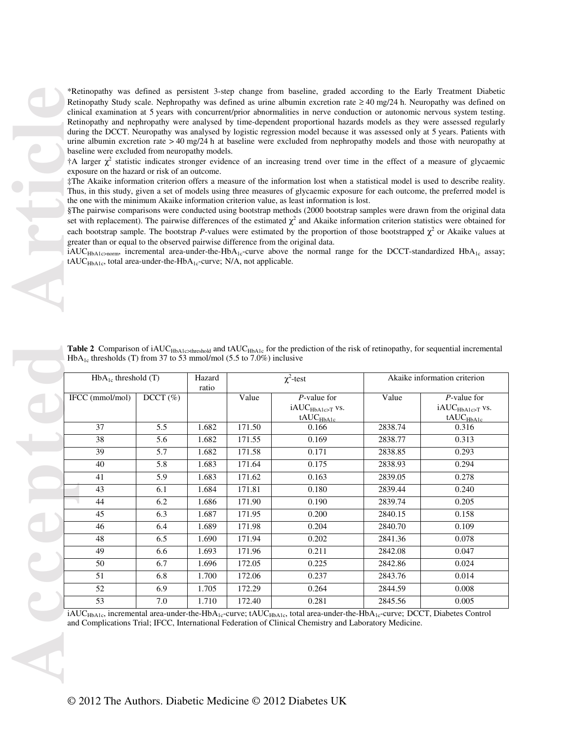*Retinopathy was defined as persistent 3-step change from baseline, graded according to the Early Treatment Diabetic Retinopathy Study scale. Nephropathy was defined as urine albumin excretion rate ≥ 40 mg/24 h. Neuropathy was defined on clinical examination at 5 years with concurrent/prior abnormalities in nerve conduction or autonomic nervous system testing. Retinopathy and nephropathy were analysed by time-dependent proportional hazards models as they were assessed regularly during the DCCT. Neuropathy was analysed by logistic regression model because it was assessed only at 5 years. Patients with urine albumin excretion rate > 40 mg/24 h at baseline were excluded from nephropathy models and those with neuropathy at baseline were excluded from neuropathy models.

†A larger $\chi^2$ statistic indicates stronger evidence of an increasing trend over time in the effect of a measure of glycaemic exposure on the hazard or risk of an outcome.

‡The Akaike information criterion offers a measure of the information lost when a statistical model is used to describe reality. Thus, in this study, given a set of models using three measures of glycaemic exposure for each outcome, the preferred model is the one with the minimum Akaike information criterion value, as least information is lost.

§The pairwise comparisons were conducted using bootstrap methods (2000 bootstrap samples were drawn from the original data set with replacement). The pairwise differences of the estimated $\chi^2$ and Akaike information criterion statistics were obtained for each bootstrap sample. The bootstrap *P*-values were estimated by the proportion of those bootstrapped $\chi^2$ or Akaike values at greater than or equal to the observed pairwise difference from the original data.

$iAUC_{HbA1c>norm}$, incremental area-under-the-$HbA_{1c}$-curve above the normal range for the DCCT-standardized $HbA_{1c}$ assay; $tAUC_{HbA1c}$, total area-under-the-$HbA_{1c}$-curve; N/A, not applicable.

**Table 2** Comparison of $iAUC_{HbA1c>threshold}$ and $tAUC_{HbA1c}$ for the prediction of the risk of retinopathy, for sequential incremental $HbA_{1c}$ thresholds (T) from 37 to 53 mmol/mol (5.5 to 7.0%) inclusive

| $HbA_{1c}$ threshold (T) | | Hazard ratio | $\chi^2$-test | | Akaike information criterion | |
|---|---|---|---|---|---|---|
| IFCC (mmol/mol) | DCCT (%) | | Value | *P*-value for $iAUC_{HbA1c>T}$ vs. $tAUC_{HbA1c}$ | Value | *P*-value for $iAUC_{HbA1c>T}$ vs. $tAUC_{HbA1c}$ |
| 37 | 5.5 | 1.682 | 171.50 | 0.166 | 2838.74 | 0.316 |
| 38 | 5.6 | 1.682 | 171.55 | 0.169 | 2838.77 | 0.313 |
| 39 | 5.7 | 1.682 | 171.58 | 0.171 | 2838.85 | 0.293 |
| 40 | 5.8 | 1.683 | 171.64 | 0.175 | 2838.93 | 0.294 |
| 41 | 5.9 | 1.683 | 171.62 | 0.163 | 2839.05 | 0.278 |
| 43 | 6.1 | 1.684 | 171.81 | 0.180 | 2839.44 | 0.240 |
| 44 | 6.2 | 1.686 | 171.90 | 0.190 | 2839.74 | 0.205 |
| 45 | 6.3 | 1.687 | 171.95 | 0.200 | 2840.15 | 0.158 |
| 46 | 6.4 | 1.689 | 171.98 | 0.204 | 2840.70 | 0.109 |
| 48 | 6.5 | 1.690 | 171.94 | 0.202 | 2841.36 | 0.078 |
| 49 | 6.6 | 1.693 | 171.96 | 0.211 | 2842.08 | 0.047 |
| 50 | 6.7 | 1.696 | 172.05 | 0.225 | 2842.86 | 0.024 |
| 51 | 6.8 | 1.700 | 172.06 | 0.237 | 2843.76 | 0.014 |
| 52 | 6.9 | 1.705 | 172.29 | 0.264 | 2844.59 | 0.008 |
| 53 | 7.0 | 1.710 | 172.40 | 0.281 | 2845.56 | 0.005 |

$iAUC_{HbA1c}$, incremental area-under-the-$HbA_{1c}$-curve; $tAUC_{HbA1c}$, total area-under-the-$HbA_{1c}$-curve; DCCT, Diabetes Control and Complications Trial; IFCC, International Federation of Clinical Chemistry and Laboratory Medicine.